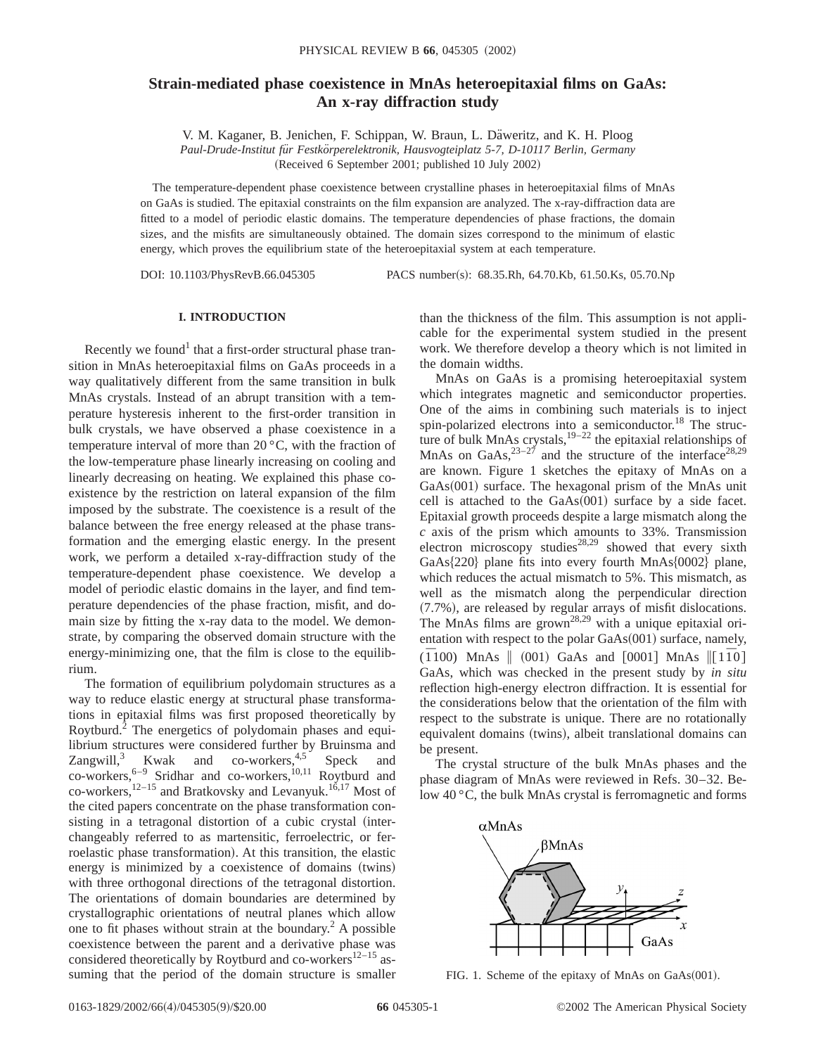# Strain-mediated phase coexistence in MnAs heteroepitaxial films on GaAs: An x-ray diffraction study

V. M. Kaganer, B. Jenichen, F. Schippan, W. Braun, L. Däweritz, and K. H. Ploog

*Paul-Drude-Institut für Festkörperelektronik, Hausvogteiplatz 5-7, D-10117 Berlin, Germany*

(Received 6 September 2001; published 10 July 2002)

The temperature-dependent phase coexistence between crystalline phases in heteroepitaxial films of MnAs on GaAs is studied. The epitaxial constraints on the film expansion are analyzed. The x-ray-diffraction data are fitted to a model of periodic elastic domains. The temperature dependencies of phase fractions, the domain sizes, and the misfits are simultaneously obtained. The domain sizes correspond to the minimum of elastic energy, which proves the equilibrium state of the heteroepitaxial system at each temperature.

DOI: 10.1103/PhysRevB.66.045305 PACS number(s): 68.35.Rh, 64.70.Kb, 61.50.Ks, 05.70.Np

## I. INTRODUCTION

Recently we found[1] that a first-order structural phase transition in MnAs heteroepitaxial films on GaAs proceeds in a way qualitatively different from the same transition in bulk MnAs crystals. Instead of an abrupt transition with a temperature hysteresis inherent to the first-order transition in bulk crystals, we have observed a phase coexistence in a temperature interval of more than 20 °C, with the fraction of the low-temperature phase linearly increasing on cooling and linearly decreasing on heating. We explained this phase coexistence by the restriction on lateral expansion of the film imposed by the substrate. The coexistence is a result of the balance between the free energy released at the phase transformation and the emerging elastic energy. In the present work, we perform a detailed x-ray-diffraction study of the temperature-dependent phase coexistence. We develop a model of periodic elastic domains in the layer, and find temperature dependencies of the phase fraction, misfit, and domain size by fitting the x-ray data to the model. We demonstrate, by comparing the observed domain structure with the energy-minimizing one, that the film is close to the equilibrium.

The formation of equilibrium polydomain structures as a way to reduce elastic energy at structural phase transformations in epitaxial films was first proposed theoretically by Roytburd.[2] The energetics of polydomain phases and equilibrium structures were considered further by Bruinsma and Zangwill,[3] Kwak and co-workers,[4,5] Speck and co-workers,[6–9] Sridhar and co-workers,[10,11] Roytburd and co-workers,[12–15] and Bratkovsky and Levanyuk.[16,17] Most of the cited papers concentrate on the phase transformation consisting in a tetragonal distortion of a cubic crystal (interchangeably referred to as martensitic, ferroelectric, or ferroelastic phase transformation). At this transition, the elastic energy is minimized by a coexistence of domains (twins) with three orthogonal directions of the tetragonal distortion. The orientations of domain boundaries are determined by crystallographic orientations of neutral planes which allow one to fit phases without strain at the boundary.[2] A possible coexistence between the parent and a derivative phase was considered theoretically by Roytburd and co-workers[12–15] assuming that the period of the domain structure is smaller than the thickness of the film. This assumption is not applicable for the experimental system studied in the present work. We therefore develop a theory which is not limited in the domain widths.

MnAs on GaAs is a promising heteroepitaxial system which integrates magnetic and semiconductor properties. One of the aims in combining such materials is to inject spin-polarized electrons into a semiconductor.[18] The structure of bulk MnAs crystals,[19–22] the epitaxial relationships of MnAs on GaAs,[23–27] and the structure of the interface[28,29] are known. Figure 1 sketches the epitaxy of MnAs on a GaAs(001) surface. The hexagonal prism of the MnAs unit cell is attached to the GaAs(001) surface by a side facet. Epitaxial growth proceeds despite a large mismatch along the *c* axis of the prism which amounts to 33%. Transmission electron microscopy studies[28,29] showed that every sixth GaAs{220} plane fits into every fourth MnAs{0002} plane, which reduces the actual mismatch to 5%. This mismatch, as well as the mismatch along the perpendicular direction (7.7%), are released by regular arrays of misfit dislocations. The MnAs films are grown[28,29] with a unique epitaxial orientation with respect to the polar GaAs(001) surface, namely, $(\bar{1}100)$ MnAs ∥ (001) GaAs and [0001] MnAs ∥$[1\bar{1}0]$ GaAs, which was checked in the present study by *in situ* reflection high-energy electron diffraction. It is essential for the considerations below that the orientation of the film with respect to the substrate is unique. There are no rotationally equivalent domains (twins), albeit translational domains can be present.

The crystal structure of the bulk MnAs phases and the phase diagram of MnAs were reviewed in Refs. 30–32. Below 40 °C, the bulk MnAs crystal is ferromagnetic and forms

FIG. 1. Scheme of the epitaxy of MnAs on GaAs(001).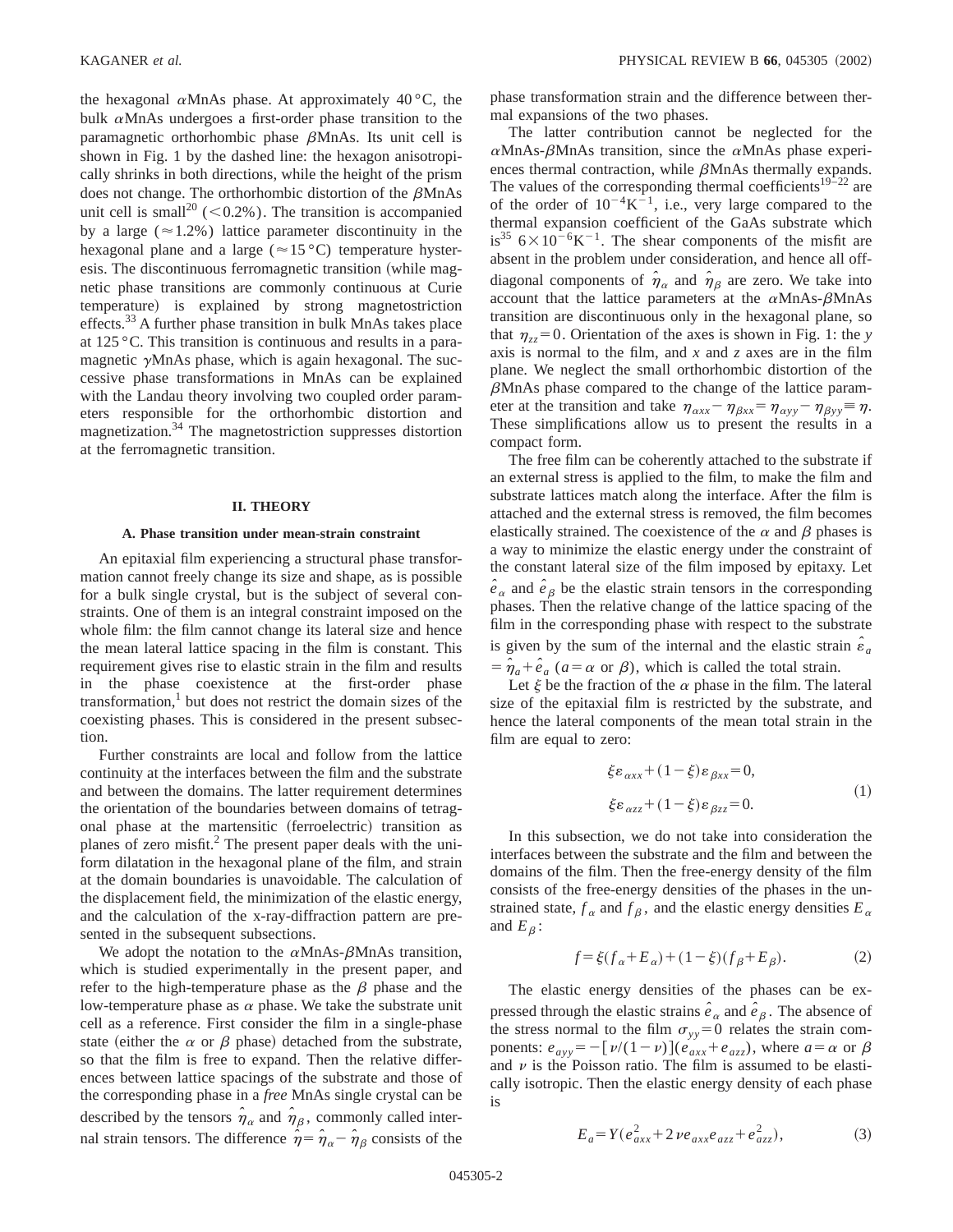the hexagonal $\alpha$MnAs phase. At approximately 40 °C, the bulk $\alpha$MnAs undergoes a first-order phase transition to the paramagnetic orthorhombic phase $\beta$MnAs. Its unit cell is shown in Fig. 1 by the dashed line: the hexagon anisotropically shrinks in both directions, while the height of the prism does not change. The orthorhombic distortion of the $\beta$MnAs unit cell is small[20] ($<0.2\%$). The transition is accompanied by a large ($\approx 1.2\%$) lattice parameter discontinuity in the hexagonal plane and a large ($\approx 15$ °C) temperature hysteresis. The discontinuous ferromagnetic transition (while magnetic phase transitions are commonly continuous at Curie temperature) is explained by strong magnetostriction effects.[33] A further phase transition in bulk MnAs takes place at 125 °C. This transition is continuous and results in a paramagnetic $\gamma$MnAs phase, which is again hexagonal. The successive phase transformations in MnAs can be explained with the Landau theory involving two coupled order parameters responsible for the orthorhombic distortion and magnetization.[34] The magnetostriction suppresses distortion at the ferromagnetic transition.

## II. THEORY

### A. Phase transition under mean-strain constraint

An epitaxial film experiencing a structural phase transformation cannot freely change its size and shape, as is possible for a bulk single crystal, but is the subject of several constraints. One of them is an integral constraint imposed on the whole film: the film cannot change its lateral size and hence the mean lateral lattice spacing in the film is constant. This requirement gives rise to elastic strain in the film and results in the phase coexistence at the first-order phase transformation,[1] but does not restrict the domain sizes of the coexisting phases. This is considered in the present subsection.

Further constraints are local and follow from the lattice continuity at the interfaces between the film and the substrate and between the domains. The latter requirement determines the orientation of the boundaries between domains of tetragonal phase at the martensitic (ferroelectric) transition as planes of zero misfit.[2] The present paper deals with the uniform dilatation in the hexagonal plane of the film, and strain at the domain boundaries is unavoidable. The calculation of the displacement field, the minimization of the elastic energy, and the calculation of the x-ray-diffraction pattern are presented in the subsequent subsections.

We adopt the notation to the $\alpha$MnAs-$\beta$MnAs transition, which is studied experimentally in the present paper, and refer to the high-temperature phase as the $\beta$ phase and the low-temperature phase as $\alpha$ phase. We take the substrate unit cell as a reference. First consider the film in a single-phase state (either the $\alpha$ or $\beta$ phase) detached from the substrate, so that the film is free to expand. Then the relative differences between lattice spacings of the substrate and those of the corresponding phase in a *free* MnAs single crystal can be described by the tensors $\hat{\eta}_\alpha$ and $\hat{\eta}_\beta$, commonly called internal strain tensors. The difference $\hat{\eta}=\hat{\eta}_\alpha-\hat{\eta}_\beta$ consists of the phase transformation strain and the difference between thermal expansions of the two phases.

The latter contribution cannot be neglected for the $\alpha$MnAs-$\beta$MnAs transition, since the $\alpha$MnAs phase experiences thermal contraction, while $\beta$MnAs thermally expands. The values of the corresponding thermal coefficients[19–22] are of the order of $10^{-4}\mathrm{K}^{-1}$, i.e., very large compared to the thermal expansion coefficient of the GaAs substrate which is[35] $6\times10^{-6}\mathrm{K}^{-1}$. The shear components of the misfit are absent in the problem under consideration, and hence all off-diagonal components of $\hat{\eta}_\alpha$ and $\hat{\eta}_\beta$ are zero. We take into account that the lattice parameters at the $\alpha$MnAs-$\beta$MnAs transition are discontinuous only in the hexagonal plane, so that $\eta_{zz}=0$. Orientation of the axes is shown in Fig. 1: the $y$ axis is normal to the film, and $x$ and $z$ axes are in the film plane. We neglect the small orthorhombic distortion of the $\beta$MnAs phase compared to the change of the lattice parameter at the transition and take $\eta_{\alpha xx}-\eta_{\beta xx}=\eta_{\alpha yy}-\eta_{\beta yy}\equiv\eta$. These simplifications allow us to present the results in a compact form.

The free film can be coherently attached to the substrate if an external stress is applied to the film, to make the film and substrate lattices match along the interface. After the film is attached and the external stress is removed, the film becomes elastically strained. The coexistence of the $\alpha$ and $\beta$ phases is a way to minimize the elastic energy under the constraint of the constant lateral size of the film imposed by epitaxy. Let $\hat{e}_\alpha$ and $\hat{e}_\beta$ be the elastic strain tensors in the corresponding phases. Then the relative change of the lattice spacing of the film in the corresponding phase with respect to the substrate is given by the sum of the internal and the elastic strain $\hat{\varepsilon}_a=\hat{\eta}_a+\hat{e}_a$ ($a=\alpha$ or $\beta$), which is called the total strain.

Let $\xi$ be the fraction of the $\alpha$ phase in the film. The lateral size of the epitaxial film is restricted by the substrate, and hence the lateral components of the mean total strain in the film are equal to zero:

$$\begin{aligned}\xi\varepsilon_{\alpha xx}+(1-\xi)\varepsilon_{\beta xx}&=0,\\ \xi\varepsilon_{\alpha zz}+(1-\xi)\varepsilon_{\beta zz}&=0.\end{aligned}\tag{1}$$

In this subsection, we do not take into consideration the interfaces between the substrate and the film and between the domains of the film. Then the free-energy density of the film consists of the free-energy densities of the phases in the unstrained state, $f_\alpha$ and $f_\beta$, and the elastic energy densities $E_\alpha$ and $E_\beta$:

$$f=\xi(f_\alpha+E_\alpha)+(1-\xi)(f_\beta+E_\beta).\tag{2}$$

The elastic energy densities of the phases can be expressed through the elastic strains $\hat{e}_\alpha$ and $\hat{e}_\beta$. The absence of the stress normal to the film $\sigma_{yy}=0$ relates the strain components: $e_{ayy}=-[\nu/(1-\nu)](e_{axx}+e_{azz})$, where $a=\alpha$ or $\beta$ and $\nu$ is the Poisson ratio. The film is assumed to be elastically isotropic. Then the elastic energy density of each phase is

$$E_a=Y(e_{axx}^2+2\nu e_{axx}e_{azz}+e_{azz}^2),\tag{3}$$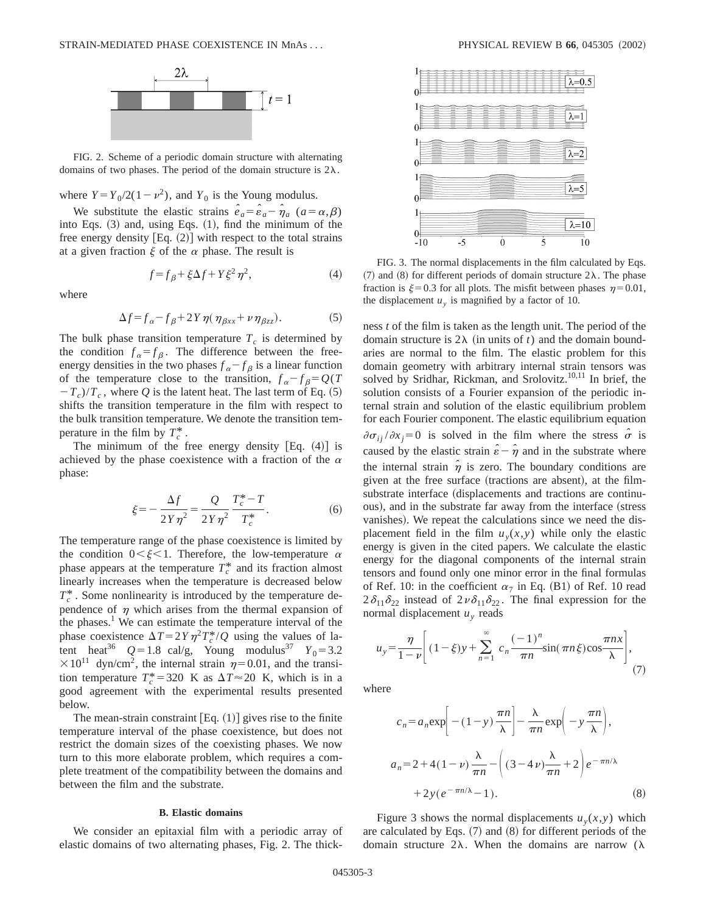FIG. 2. Scheme of a periodic domain structure with alternating domains of two phases. The period of the domain structure is $2\lambda$.

where $Y = Y_0/2(1-\nu^2)$, and $Y_0$ is the Young modulus.

We substitute the elastic strains $\hat{e}_a = \hat{\varepsilon}_a - \hat{\eta}_a$ $(a=\alpha,\beta)$ into Eqs. (3) and, using Eqs. (1), find the minimum of the free energy density [Eq. (2)] with respect to the total strains at a given fraction $\xi$ of the $\alpha$ phase. The result is

$$f = f_\beta + \xi \Delta f + Y \xi^2 \eta^2, \tag{4}$$

where

$$\Delta f = f_\alpha - f_\beta + 2Y\eta(\eta_{\beta xx} + \nu \eta_{\beta zz}). \tag{5}$$

The bulk phase transition temperature $T_c$ is determined by the condition $f_\alpha = f_\beta$. The difference between the free-energy densities in the two phases $f_\alpha - f_\beta$ is a linear function of the temperature close to the transition, $f_\alpha - f_\beta = Q(T - T_c)/T_c$, where $Q$ is the latent heat. The last term of Eq. (5) shifts the transition temperature in the film with respect to the bulk transition temperature. We denote the transition temperature in the film by $T_c^*$.

The minimum of the free energy density [Eq. (4)] is achieved by the phase coexistence with a fraction of the $\alpha$ phase:

$$\xi = -\frac{\Delta f}{2Y\eta^2} = \frac{Q}{2Y\eta^2}\frac{T_c^* - T}{T_c^*}. \tag{6}$$

The temperature range of the phase coexistence is limited by the condition $0<\xi<1$. Therefore, the low-temperature $\alpha$ phase appears at the temperature $T_c^*$ and its fraction almost linearly increases when the temperature is decreased below $T_c^*$. Some nonlinearity is introduced by the temperature dependence of $\eta$ which arises from the thermal expansion of the phases.[1] We can estimate the temperature interval of the phase coexistence $\Delta T = 2Y\eta^2 T_c^*/Q$ using the values of latent heat[36] $Q = 1.8$ cal/g, Young modulus[37] $Y_0 = 3.2 \times 10^{11}$ dyn/cm$^2$, the internal strain $\eta = 0.01$, and the transition temperature $T_c^* = 320$ K as $\Delta T \approx 20$ K, which is in a good agreement with the experimental results presented below.

The mean-strain constraint [Eq. (1)] gives rise to the finite temperature interval of the phase coexistence, but does not restrict the domain sizes of the coexisting phases. We now turn to this more elaborate problem, which requires a complete treatment of the compatibility between the domains and between the film and the substrate.

### B. Elastic domains

We consider an epitaxial film with a periodic array of elastic domains of two alternating phases, Fig. 2. The thickness $t$ of the film is taken as the length unit. The period of the domain structure is $2\lambda$ (in units of $t$) and the domain boundaries are normal to the film. The elastic problem for this domain geometry with arbitrary internal strain tensors was solved by Sridhar, Rickman, and Srolovitz.[10,11] In brief, the solution consists of a Fourier expansion of the periodic internal strain and solution of the elastic equilibrium problem for each Fourier component. The elastic equilibrium equation $\partial\sigma_{ij}/\partial x_j = 0$ is solved in the film where the stress $\hat{\sigma}$ is caused by the elastic strain $\hat{\varepsilon} - \hat{\eta}$ and in the substrate where the internal strain $\hat{\eta}$ is zero. The boundary conditions are given at the free surface (tractions are absent), at the film-substrate interface (displacements and tractions are continuous), and in the substrate far away from the interface (stress vanishes). We repeat the calculations since we need the displacement field in the film $u_y(x,y)$ while only the elastic energy is given in the cited papers. We calculate the elastic energy for the diagonal components of the internal strain tensors and found only one minor error in the final formulas of Ref. 10: in the coefficient $\alpha_7$ in Eq. (B1) of Ref. 10 read $2\delta_{11}\delta_{22}$ instead of $2\nu\delta_{11}\delta_{22}$. The final expression for the normal displacement $u_y$ reads

$$u_y = \frac{\eta}{1-\nu}\left[(1-\xi)y + \sum_{n=1}^{\infty} c_n \frac{(-1)^n}{\pi n}\sin(\pi n \xi)\cos\frac{\pi n x}{\lambda}\right], \tag{7}$$

where

$$c_n = a_n \exp\left[-(1-y)\frac{\pi n}{\lambda}\right] - \frac{\lambda}{\pi n}\exp\left(-y\frac{\pi n}{\lambda}\right),$$

$$a_n = 2 + 4(1-\nu)\frac{\lambda}{\pi n} - \left((3-4\nu)\frac{\lambda}{\pi n} + 2\right)e^{-\pi n/\lambda} + 2y(e^{-\pi n/\lambda} - 1). \tag{8}$$

FIG. 3. The normal displacements in the film calculated by Eqs. (7) and (8) for different periods of domain structure $2\lambda$. The phase fraction is $\xi = 0.3$ for all plots. The misfit between phases $\eta = 0.01$, the displacement $u_y$ is magnified by a factor of 10.

Figure 3 shows the normal displacements $u_y(x,y)$ which are calculated by Eqs. (7) and (8) for different periods of the domain structure $2\lambda$. When the domains are narrow ($\lambda$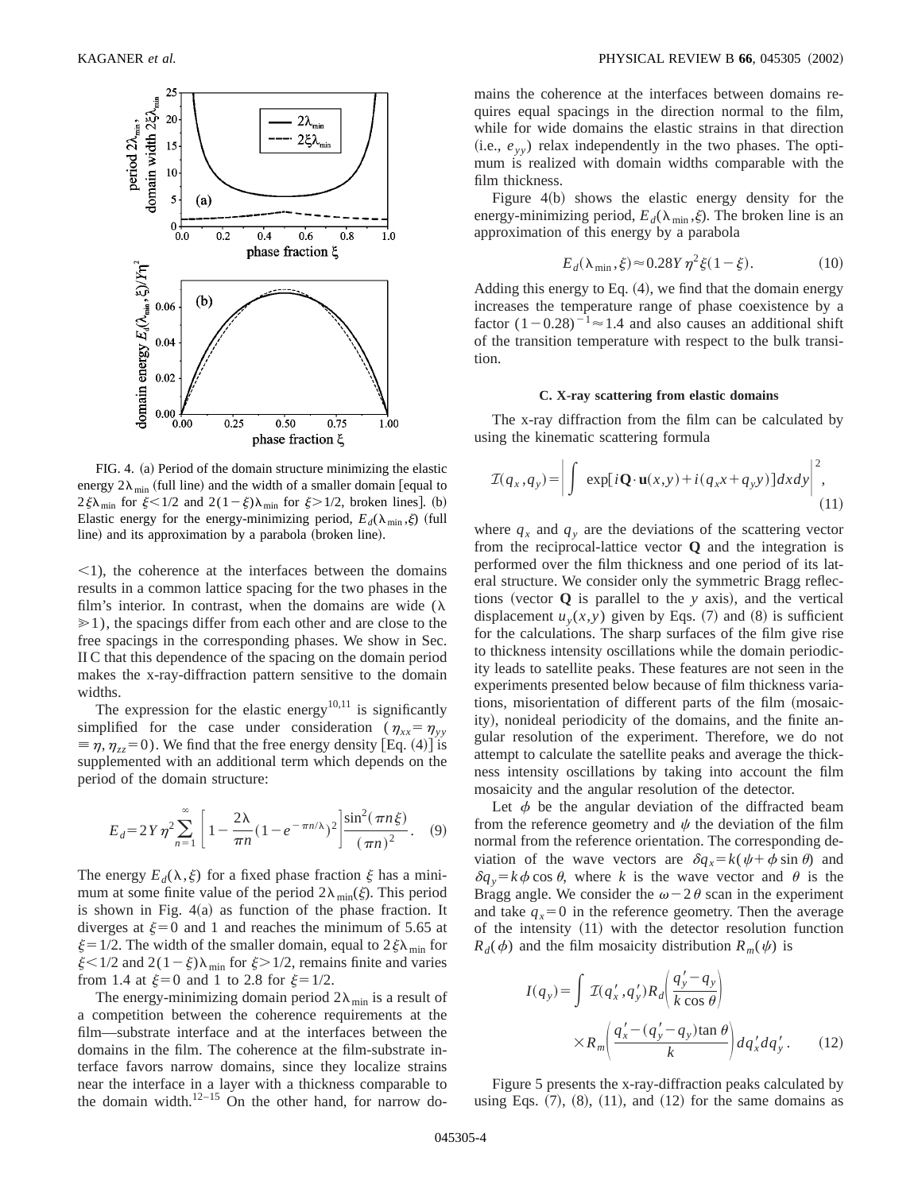FIG. 4. (a) Period of the domain structure minimizing the elastic energy $2\lambda_{\min}$ (full line) and the width of a smaller domain [equal to $2\xi\lambda_{\min}$ for $\xi<1/2$ and $2(1-\xi)\lambda_{\min}$ for $\xi>1/2$, broken lines]. (b) Elastic energy for the energy-minimizing period, $E_d(\lambda_{\min},\xi)$ (full line) and its approximation by a parabola (broken line).

$<1$), the coherence at the interfaces between the domains results in a common lattice spacing for the two phases in the film's interior. In contrast, when the domains are wide ($\lambda \gg 1$), the spacings differ from each other and are close to the free spacings in the corresponding phases. We show in Sec. II C that this dependence of the spacing on the domain period makes the x-ray-diffraction pattern sensitive to the domain widths.

The expression for the elastic energy[10,11] is significantly simplified for the case under consideration ($\eta_{xx}=\eta_{yy} \equiv \eta, \eta_{zz}=0$). We find that the free energy density [Eq. (4)] is supplemented with an additional term which depends on the period of the domain structure:

$$E_d = 2Y\eta^2 \sum_{n=1}^{\infty} \left[1 - \frac{2\lambda}{\pi n}(1-e^{-\pi n/\lambda})^2\right] \frac{\sin^2(\pi n \xi)}{(\pi n)^2}. \quad (9)$$

The energy $E_d(\lambda,\xi)$ for a fixed phase fraction $\xi$ has a minimum at some finite value of the period $2\lambda_{\min}(\xi)$. This period is shown in Fig. 4(a) as function of the phase fraction. It diverges at $\xi=0$ and 1 and reaches the minimum of 5.65 at $\xi=1/2$. The width of the smaller domain, equal to $2\xi\lambda_{\min}$ for $\xi<1/2$ and $2(1-\xi)\lambda_{\min}$ for $\xi>1/2$, remains finite and varies from 1.4 at $\xi=0$ and 1 to 2.8 for $\xi=1/2$.

The energy-minimizing domain period $2\lambda_{\min}$ is a result of a competition between the coherence requirements at the film—substrate interface and at the interfaces between the domains in the film. The coherence at the film-substrate interface favors narrow domains, since they localize strains near the interface in a layer with a thickness comparable to the domain width.[12–15] On the other hand, for narrow domains the coherence at the interfaces between domains requires equal spacings in the direction normal to the film, while for wide domains the elastic strains in that direction (i.e., $e_{yy}$) relax independently in the two phases. The optimum is realized with domain widths comparable with the film thickness.

Figure 4(b) shows the elastic energy density for the energy-minimizing period, $E_d(\lambda_{\min},\xi)$. The broken line is an approximation of this energy by a parabola

$$E_d(\lambda_{\min},\xi) \approx 0.28Y\eta^2\xi(1-\xi). \quad (10)$$

Adding this energy to Eq. (4), we find that the domain energy increases the temperature range of phase coexistence by a factor $(1-0.28)^{-1}\approx 1.4$ and also causes an additional shift of the transition temperature with respect to the bulk transition.

### C. X-ray scattering from elastic domains

The x-ray diffraction from the film can be calculated by using the kinematic scattering formula

$$\mathcal{I}(q_x,q_y) = \left| \int \exp[i\mathbf{Q}\cdot\mathbf{u}(x,y) + i(q_x x + q_y y)]dx dy \right|^2, \quad (11)$$

where $q_x$ and $q_y$ are the deviations of the scattering vector from the reciprocal-lattice vector $\mathbf{Q}$ and the integration is performed over the film thickness and one period of its lateral structure. We consider only the symmetric Bragg reflections (vector $\mathbf{Q}$ is parallel to the $y$ axis), and the vertical displacement $u_y(x,y)$ given by Eqs. (7) and (8) is sufficient for the calculations. The sharp surfaces of the film give rise to thickness intensity oscillations while the domain periodicity leads to satellite peaks. These features are not seen in the experiments presented below because of film thickness variations, misorientation of different parts of the film (mosaicity), nonideal periodicity of the domains, and the finite angular resolution of the experiment. Therefore, we do not attempt to calculate the satellite peaks and average the thickness intensity oscillations by taking into account the film mosaicity and the angular resolution of the detector.

Let $\phi$ be the angular deviation of the diffracted beam from the reference geometry and $\psi$ the deviation of the film normal from the reference orientation. The corresponding deviation of the wave vectors are $\delta q_x = k(\psi + \phi\sin\theta)$ and $\delta q_y = k\phi\cos\theta$, where $k$ is the wave vector and $\theta$ is the Bragg angle. We consider the $\omega-2\theta$ scan in the experiment and take $q_x=0$ in the reference geometry. Then the average of the intensity (11) with the detector resolution function $R_d(\phi)$ and the film mosaicity distribution $R_m(\psi)$ is

$$I(q_y) = \int \mathcal{I}(q_x',q_y') R_d\left(\frac{q_y'-q_y}{k\cos\theta}\right) \times R_m\left(\frac{q_x'-(q_y'-q_y)\tan\theta}{k}\right) dq_x' dq_y'. \quad (12)$$

Figure 5 presents the x-ray-diffraction peaks calculated by using Eqs. (7), (8), (11), and (12) for the same domains as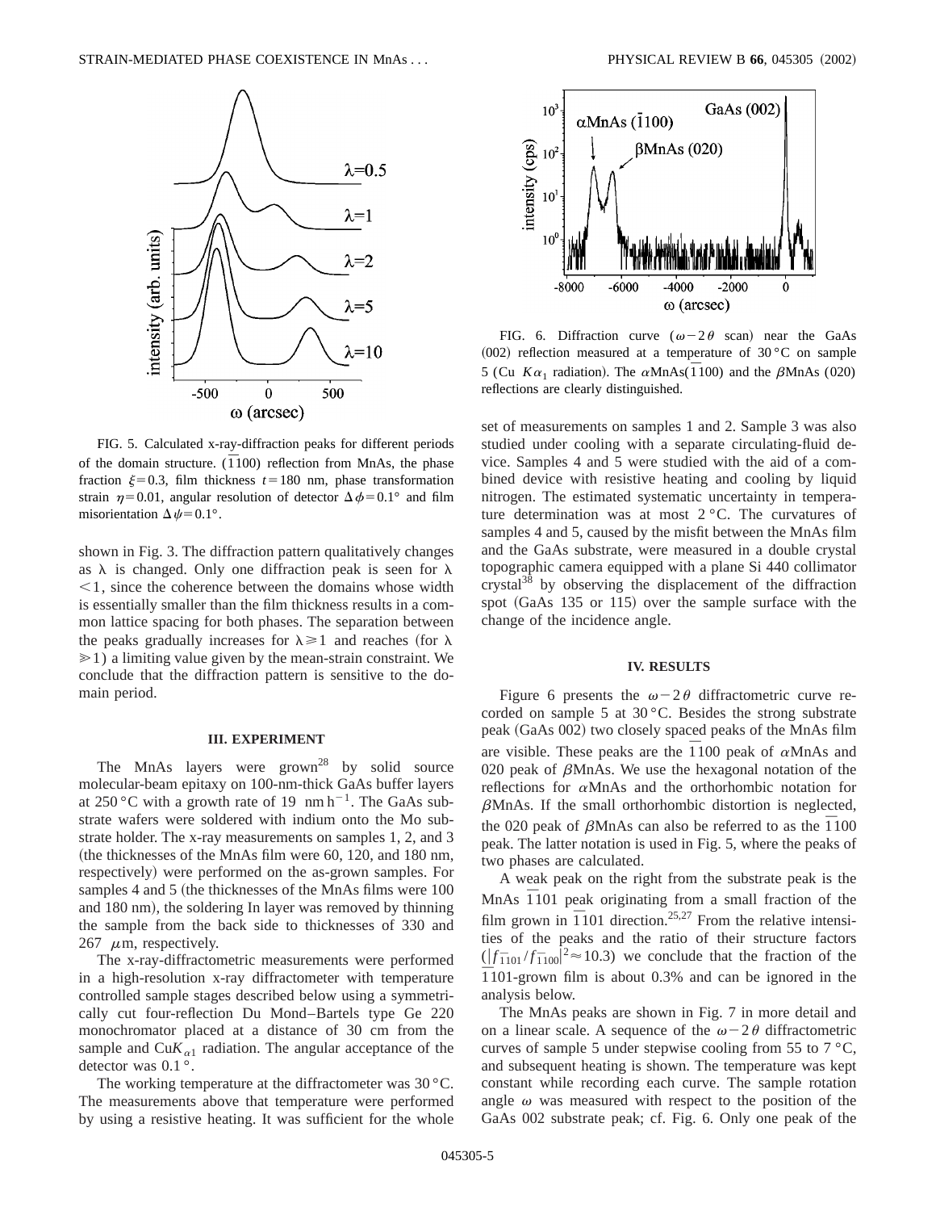FIG. 5. Calculated x-ray-diffraction peaks for different periods of the domain structure. ($\bar{1}100$) reflection from MnAs, the phase fraction $\xi=0.3$, film thickness $t=180$ nm, phase transformation strain $\eta=0.01$, angular resolution of detector $\Delta\phi=0.1°$ and film misorientation $\Delta\psi=0.1°$.

shown in Fig. 3. The diffraction pattern qualitatively changes as $\lambda$ is changed. Only one diffraction peak is seen for $\lambda<1$, since the coherence between the domains whose width is essentially smaller than the film thickness results in a common lattice spacing for both phases. The separation between the peaks gradually increases for $\lambda\geqslant1$ and reaches (for $\lambda\gg1$) a limiting value given by the mean-strain constraint. We conclude that the diffraction pattern is sensitive to the domain period.

### III. EXPERIMENT

The MnAs layers were grown[28] by solid source molecular-beam epitaxy on 100-nm-thick GaAs buffer layers at 250 °C with a growth rate of 19 nm $h^{-1}$. The GaAs substrate wafers were soldered with indium onto the Mo substrate holder. The x-ray measurements on samples 1, 2, and 3 (the thicknesses of the MnAs film were 60, 120, and 180 nm, respectively) were performed on the as-grown samples. For samples 4 and 5 (the thicknesses of the MnAs films were 100 and 180 nm), the soldering In layer was removed by thinning the sample from the back side to thicknesses of 330 and 267 $\mu$m, respectively.

The x-ray-diffractometric measurements were performed in a high-resolution x-ray diffractometer with temperature controlled sample stages described below using a symmetrically cut four-reflection Du Mond–Bartels type Ge 220 monochromator placed at a distance of 30 cm from the sample and Cu$K_{\alpha1}$ radiation. The angular acceptance of the detector was 0.1 °.

The working temperature at the diffractometer was 30 °C. The measurements above that temperature were performed by using a resistive heating. It was sufficient for the whole set of measurements on samples 1 and 2. Sample 3 was also studied under cooling with a separate circulating-fluid device. Samples 4 and 5 were studied with the aid of a combined device with resistive heating and cooling by liquid nitrogen. The estimated systematic uncertainty in temperature determination was at most 2 °C. The curvatures of samples 4 and 5, caused by the misfit between the MnAs film and the GaAs substrate, were measured in a double crystal topographic camera equipped with a plane Si 440 collimator crystal[38] by observing the displacement of the diffraction spot (GaAs 135 or 115) over the sample surface with the change of the incidence angle.

FIG. 6. Diffraction curve ($\omega-2\theta$ scan) near the GaAs (002) reflection measured at a temperature of 30 °C on sample 5 (Cu $K\alpha_1$ radiation). The $\alpha$MnAs($\bar{1}100$) and the $\beta$MnAs (020) reflections are clearly distinguished.

### IV. RESULTS

Figure 6 presents the $\omega-2\theta$ diffractometric curve recorded on sample 5 at 30 °C. Besides the strong substrate peak (GaAs 002) two closely spaced peaks of the MnAs film are visible. These peaks are the $\bar{1}100$ peak of $\alpha$MnAs and 020 peak of $\beta$MnAs. We use the hexagonal notation of the reflections for $\alpha$MnAs and the orthorhombic notation for $\beta$MnAs. If the small orthorhombic distortion is neglected, the 020 peak of $\beta$MnAs can also be referred to as the $\bar{1}100$ peak. The latter notation is used in Fig. 5, where the peaks of two phases are calculated.

A weak peak on the right from the substrate peak is the MnAs $\bar{1}101$ peak originating from a small fraction of the film grown in $\bar{1}101$ direction.[25,27] From the relative intensities of the peaks and the ratio of their structure factors ($|f_{\bar{1}101}/f_{\bar{1}100}|^2\approx10.3$) we conclude that the fraction of the $\bar{1}101$-grown film is about 0.3% and can be ignored in the analysis below.

The MnAs peaks are shown in Fig. 7 in more detail and on a linear scale. A sequence of the $\omega-2\theta$ diffractometric curves of sample 5 under stepwise cooling from 55 to 7 °C, and subsequent heating is shown. The temperature was kept constant while recording each curve. The sample rotation angle $\omega$ was measured with respect to the position of the GaAs 002 substrate peak; cf. Fig. 6. Only one peak of the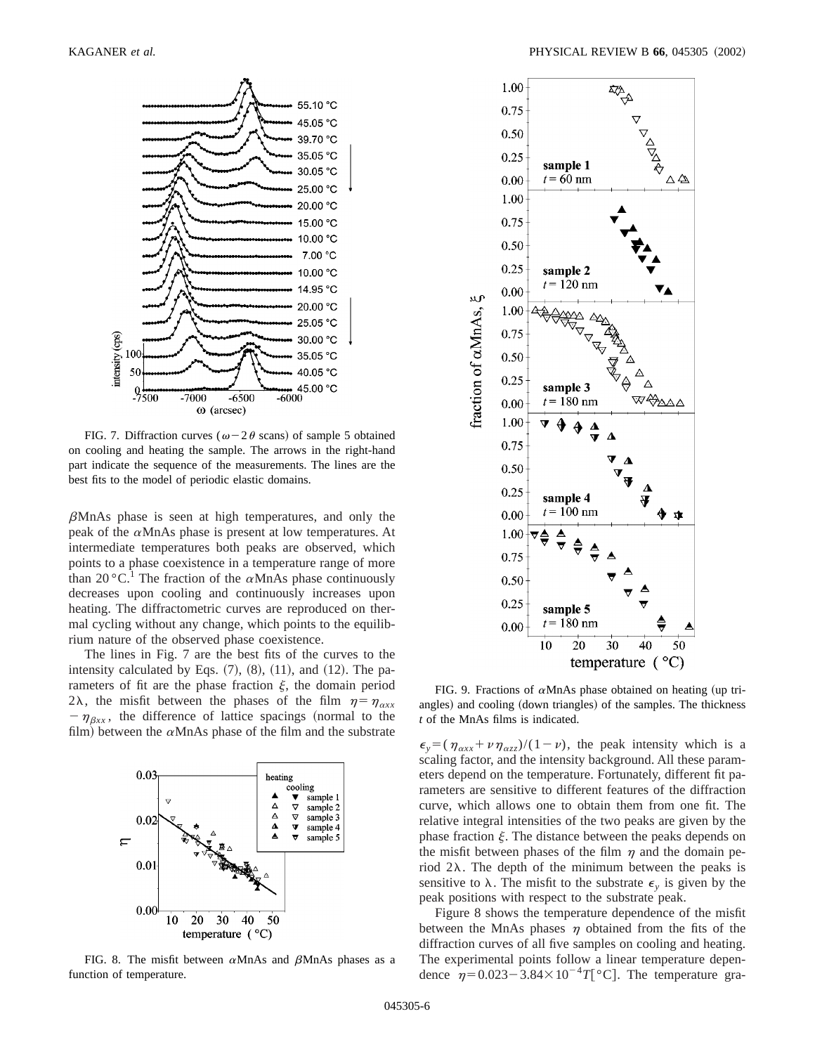FIG. 7. Diffraction curves ($\omega-2\theta$ scans) of sample 5 obtained on cooling and heating the sample. The arrows in the right-hand part indicate the sequence of the measurements. The lines are the best fits to the model of periodic elastic domains.

$\beta$MnAs phase is seen at high temperatures, and only the peak of the $\alpha$MnAs phase is present at low temperatures. At intermediate temperatures both peaks are observed, which points to a phase coexistence in a temperature range of more than 20 °C.[1] The fraction of the $\alpha$MnAs phase continuously decreases upon cooling and continuously increases upon heating. The diffractometric curves are reproduced on thermal cycling without any change, which points to the equilibrium nature of the observed phase coexistence.

The lines in Fig. 7 are the best fits of the curves to the intensity calculated by Eqs. (7), (8), (11), and (12). The parameters of fit are the phase fraction $\xi$, the domain period $2\lambda$, the misfit between the phases of the film $\eta=\eta_{\alpha xx}-\eta_{\beta xx}$, the difference of lattice spacings (normal to the film) between the $\alpha$MnAs phase of the film and the substrate $\epsilon_y=(\eta_{\alpha xx}+\nu\eta_{\alpha zz})/(1-\nu)$, the peak intensity which is a scaling factor, and the intensity background. All these parameters depend on the temperature. Fortunately, different fit parameters are sensitive to different features of the diffraction curve, which allows one to obtain them from one fit. The relative integral intensities of the two peaks are given by the phase fraction $\xi$. The distance between the peaks depends on the misfit between phases of the film $\eta$ and the domain period $2\lambda$. The depth of the minimum between the peaks is sensitive to $\lambda$. The misfit to the substrate $\epsilon_y$ is given by the peak positions with respect to the substrate peak.

FIG. 8. The misfit between $\alpha$MnAs and $\beta$MnAs phases as a function of temperature.

FIG. 9. Fractions of $\alpha$MnAs phase obtained on heating (up triangles) and cooling (down triangles) of the samples. The thickness $t$ of the MnAs films is indicated.

Figure 8 shows the temperature dependence of the misfit between the MnAs phases $\eta$ obtained from the fits of the diffraction curves of all five samples on cooling and heating. The experimental points follow a linear temperature dependence $\eta=0.023-3.84\times10^{-4}T[°\mathrm{C}]$. The temperature gra-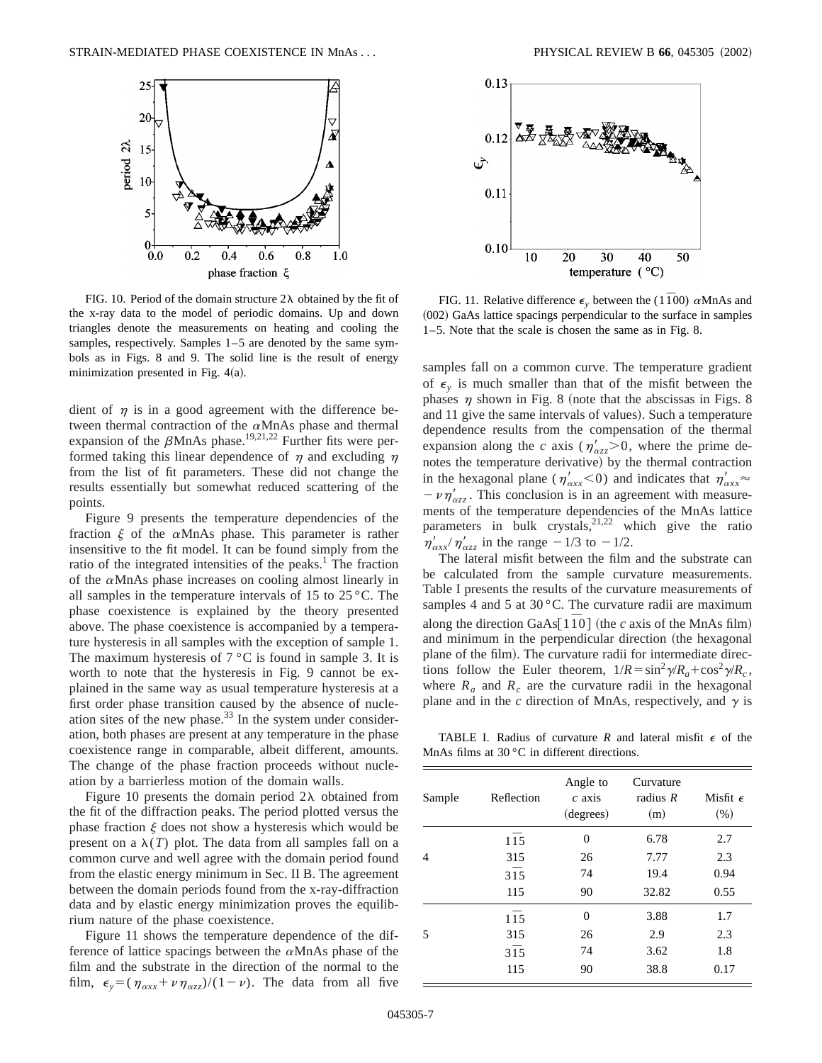FIG. 10. Period of the domain structure $2\lambda$ obtained by the fit of the x-ray data to the model of periodic domains. Up and down triangles denote the measurements on heating and cooling the samples, respectively. Samples 1–5 are denoted by the same symbols as in Figs. 8 and 9. The solid line is the result of energy minimization presented in Fig. 4(a).

dient of $\eta$ is in a good agreement with the difference between thermal contraction of the $\alpha$MnAs phase and thermal expansion of the $\beta$MnAs phase.[19,21,22] Further fits were performed taking this linear dependence of $\eta$ and excluding $\eta$ from the list of fit parameters. These did not change the results essentially but somewhat reduced scattering of the points.

Figure 9 presents the temperature dependencies of the fraction $\xi$ of the $\alpha$MnAs phase. This parameter is rather insensitive to the fit model. It can be found simply from the ratio of the integrated intensities of the peaks.[1] The fraction of the $\alpha$MnAs phase increases on cooling almost linearly in all samples in the temperature intervals of 15 to 25 °C. The phase coexistence is explained by the theory presented above. The phase coexistence is accompanied by a temperature hysteresis in all samples with the exception of sample 1. The maximum hysteresis of 7 °C is found in sample 3. It is worth to note that the hysteresis in Fig. 9 cannot be explained in the same way as usual temperature hysteresis at a first order phase transition caused by the absence of nucleation sites of the new phase.[33] In the system under consideration, both phases are present at any temperature in the phase coexistence range in comparable, albeit different, amounts. The change of the phase fraction proceeds without nucleation by a barrierless motion of the domain walls.

Figure 10 presents the domain period $2\lambda$ obtained from the fit of the diffraction peaks. The period plotted versus the phase fraction $\xi$ does not show a hysteresis which would be present on a $\lambda(T)$ plot. The data from all samples fall on a common curve and well agree with the domain period found from the elastic energy minimum in Sec. II B. The agreement between the domain periods found from the x-ray-diffraction data and by elastic energy minimization proves the equilibrium nature of the phase coexistence.

Figure 11 shows the temperature dependence of the difference of lattice spacings between the $\alpha$MnAs phase of the film and the substrate in the direction of the normal to the film, $\epsilon_y = (\eta_{\alpha xx} + \nu \eta_{\alpha zz})/(1-\nu)$. The data from all five

FIG. 11. Relative difference $\epsilon_y$ between the $(1\bar{1}00)$ $\alpha$MnAs and (002) GaAs lattice spacings perpendicular to the surface in samples 1–5. Note that the scale is chosen the same as in Fig. 8.

samples fall on a common curve. The temperature gradient of $\epsilon_y$ is much smaller than that of the misfit between the phases $\eta$ shown in Fig. 8 (note that the abscissas in Figs. 8 and 11 give the same intervals of values). Such a temperature dependence results from the compensation of the thermal expansion along the $c$ axis ($\eta'_{\alpha zz} > 0$, where the prime denotes the temperature derivative) by the thermal contraction in the hexagonal plane ($\eta'_{\alpha xx} < 0$) and indicates that $\eta'_{\alpha xx} \approx -\nu \eta'_{\alpha zz}$. This conclusion is in an agreement with measurements of the temperature dependencies of the MnAs lattice parameters in bulk crystals,[21,22] which give the ratio $\eta'_{\alpha xx}/\eta'_{\alpha zz}$ in the range $-1/3$ to $-1/2$.

The lateral misfit between the film and the substrate can be calculated from the sample curvature measurements. Table I presents the results of the curvature measurements of samples 4 and 5 at 30 °C. The curvature radii are maximum along the direction GaAs$[1\bar{1}0]$ (the $c$ axis of the MnAs film) and minimum in the perpendicular direction (the hexagonal plane of the film). The curvature radii for intermediate directions follow the Euler theorem, $1/R = \sin^2\gamma/R_a + \cos^2\gamma/R_c$, where $R_a$ and $R_c$ are the curvature radii in the hexagonal plane and in the $c$ direction of MnAs, respectively, and $\gamma$ is

TABLE I. Radius of curvature $R$ and lateral misfit $\epsilon$ of the MnAs films at 30 °C in different directions.

| Sample | Reflection | Angle to $c$ axis (degrees) | Curvature radius $R$ (m) | Misfit $\epsilon$ (%) |
|---|---|---|---|---|
| 4 | $1\bar{1}5$ | 0 | 6.78 | 2.7 |
| | 315 | 26 | 7.77 | 2.3 |
| | $3\bar{1}5$ | 74 | 19.4 | 0.94 |
| | 115 | 90 | 32.82 | 0.55 |
| 5 | $1\bar{1}5$ | 0 | 3.88 | 1.7 |
| | 315 | 26 | 2.9 | 2.3 |
| | $3\bar{1}5$ | 74 | 3.62 | 1.8 |
| | 115 | 90 | 38.8 | 0.17 |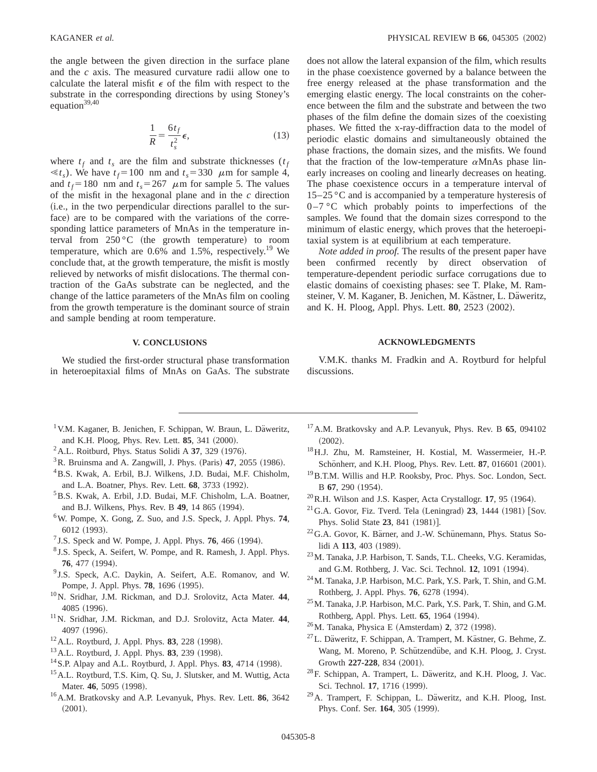the angle between the given direction in the surface plane and the $c$ axis. The measured curvature radii allow one to calculate the lateral misfit $\epsilon$ of the film with respect to the substrate in the corresponding directions by using Stoney's equation[39,40]

$$\frac{1}{R} = \frac{6t_f}{t_s^2}\epsilon, \tag{13}$$

where $t_f$ and $t_s$ are the film and substrate thicknesses ($t_f \ll t_s$). We have $t_f = 100$ nm and $t_s = 330$ $\mu$m for sample 4, and $t_f = 180$ nm and $t_s = 267$ $\mu$m for sample 5. The values of the misfit in the hexagonal plane and in the $c$ direction (i.e., in the two perpendicular directions parallel to the surface) are to be compared with the variations of the corresponding lattice parameters of MnAs in the temperature interval from 250 °C (the growth temperature) to room temperature, which are 0.6% and 1.5%, respectively.[19] We conclude that, at the growth temperature, the misfit is mostly relieved by networks of misfit dislocations. The thermal contraction of the GaAs substrate can be neglected, and the change of the lattice parameters of the MnAs film on cooling from the growth temperature is the dominant source of strain and sample bending at room temperature.

## V. CONCLUSIONS

We studied the first-order structural phase transformation in heteroepitaxial films of MnAs on GaAs. The substrate does not allow the lateral expansion of the film, which results in the phase coexistence governed by a balance between the free energy released at the phase transformation and the emerging elastic energy. The local constraints on the coherence between the film and the substrate and between the two phases of the film define the domain sizes of the coexisting phases. We fitted the x-ray-diffraction data to the model of periodic elastic domains and simultaneously obtained the phase fractions, the domain sizes, and the misfits. We found that the fraction of the low-temperature $\alpha$MnAs phase linearly increases on cooling and linearly decreases on heating. The phase coexistence occurs in a temperature interval of 15–25 °C and is accompanied by a temperature hysteresis of 0–7 °C which probably points to imperfections of the samples. We found that the domain sizes correspond to the minimum of elastic energy, which proves that the heteroepitaxial system is at equilibrium at each temperature.

*Note added in proof.* The results of the present paper have been confirmed recently by direct observation of temperature-dependent periodic surface corrugations due to elastic domains of coexisting phases: see T. Plake, M. Ramsteiner, V. M. Kaganer, B. Jenichen, M. Kästner, L. Däweritz, and K. H. Ploog, Appl. Phys. Lett. **80**, 2523 (2002).

## ACKNOWLEDGMENTS

V.M.K. thanks M. Fradkin and A. Roytburd for helpful discussions.

---

[1] V.M. Kaganer, B. Jenichen, F. Schippan, W. Braun, L. Däweritz, and K.H. Ploog, Phys. Rev. Lett. **85**, 341 (2000).
[2] A.L. Roitburd, Phys. Status Solidi A **37**, 329 (1976).
[3] R. Bruinsma and A. Zangwill, J. Phys. (Paris) **47**, 2055 (1986).
[4] B.S. Kwak, A. Erbil, B.J. Wilkens, J.D. Budai, M.F. Chisholm, and L.A. Boatner, Phys. Rev. Lett. **68**, 3733 (1992).
[5] B.S. Kwak, A. Erbil, J.D. Budai, M.F. Chisholm, L.A. Boatner, and B.J. Wilkens, Phys. Rev. B **49**, 14 865 (1994).
[6] W. Pompe, X. Gong, Z. Suo, and J.S. Speck, J. Appl. Phys. **74**, 6012 (1993).
[7] J.S. Speck and W. Pompe, J. Appl. Phys. **76**, 466 (1994).
[8] J.S. Speck, A. Seifert, W. Pompe, and R. Ramesh, J. Appl. Phys. **76**, 477 (1994).
[9] J.S. Speck, A.C. Daykin, A. Seifert, A.E. Romanov, and W. Pompe, J. Appl. Phys. **78**, 1696 (1995).
[10] N. Sridhar, J.M. Rickman, and D.J. Srolovitz, Acta Mater. **44**, 4085 (1996).
[11] N. Sridhar, J.M. Rickman, and D.J. Srolovitz, Acta Mater. **44**, 4097 (1996).
[12] A.L. Roytburd, J. Appl. Phys. **83**, 228 (1998).
[13] A.L. Roytburd, J. Appl. Phys. **83**, 239 (1998).
[14] S.P. Alpay and A.L. Roytburd, J. Appl. Phys. **83**, 4714 (1998).
[15] A.L. Roytburd, T.S. Kim, Q. Su, J. Slutsker, and M. Wuttig, Acta Mater. **46**, 5095 (1998).
[16] A.M. Bratkovsky and A.P. Levanyuk, Phys. Rev. Lett. **86**, 3642 (2001).
[17] A.M. Bratkovsky and A.P. Levanyuk, Phys. Rev. B **65**, 094102 (2002).
[18] H.J. Zhu, M. Ramsteiner, H. Kostial, M. Wassermeier, H.-P. Schönherr, and K.H. Ploog, Phys. Rev. Lett. **87**, 016601 (2001).
[19] B.T.M. Willis and H.P. Rooksby, Proc. Phys. Soc. London, Sect. B **67**, 290 (1954).
[20] R.H. Wilson and J.S. Kasper, Acta Crystallogr. **17**, 95 (1964).
[21] G.A. Govor, Fiz. Tverd. Tela (Leningrad) **23**, 1444 (1981) [Sov. Phys. Solid State **23**, 841 (1981)].
[22] G.A. Govor, K. Bärner, and J.-W. Schünemann, Phys. Status Solidi A **113**, 403 (1989).
[23] M. Tanaka, J.P. Harbison, T. Sands, T.L. Cheeks, V.G. Keramidas, and G.M. Rothberg, J. Vac. Sci. Technol. **12**, 1091 (1994).
[24] M. Tanaka, J.P. Harbison, M.C. Park, Y.S. Park, T. Shin, and G.M. Rothberg, J. Appl. Phys. **76**, 6278 (1994).
[25] M. Tanaka, J.P. Harbison, M.C. Park, Y.S. Park, T. Shin, and G.M. Rothberg, Appl. Phys. Lett. **65**, 1964 (1994).
[26] M. Tanaka, Physica E (Amsterdam) **2**, 372 (1998).
[27] L. Däweritz, F. Schippan, A. Trampert, M. Kästner, G. Behme, Z. Wang, M. Moreno, P. Schützendübe, and K.H. Ploog, J. Cryst. Growth **227-228**, 834 (2001).
[28] F. Schippan, A. Trampert, L. Däweritz, and K.H. Ploog, J. Vac. Sci. Technol. **17**, 1716 (1999).
[29] A. Trampert, F. Schippan, L. Däweritz, and K.H. Ploog, Inst. Phys. Conf. Ser. **164**, 305 (1999).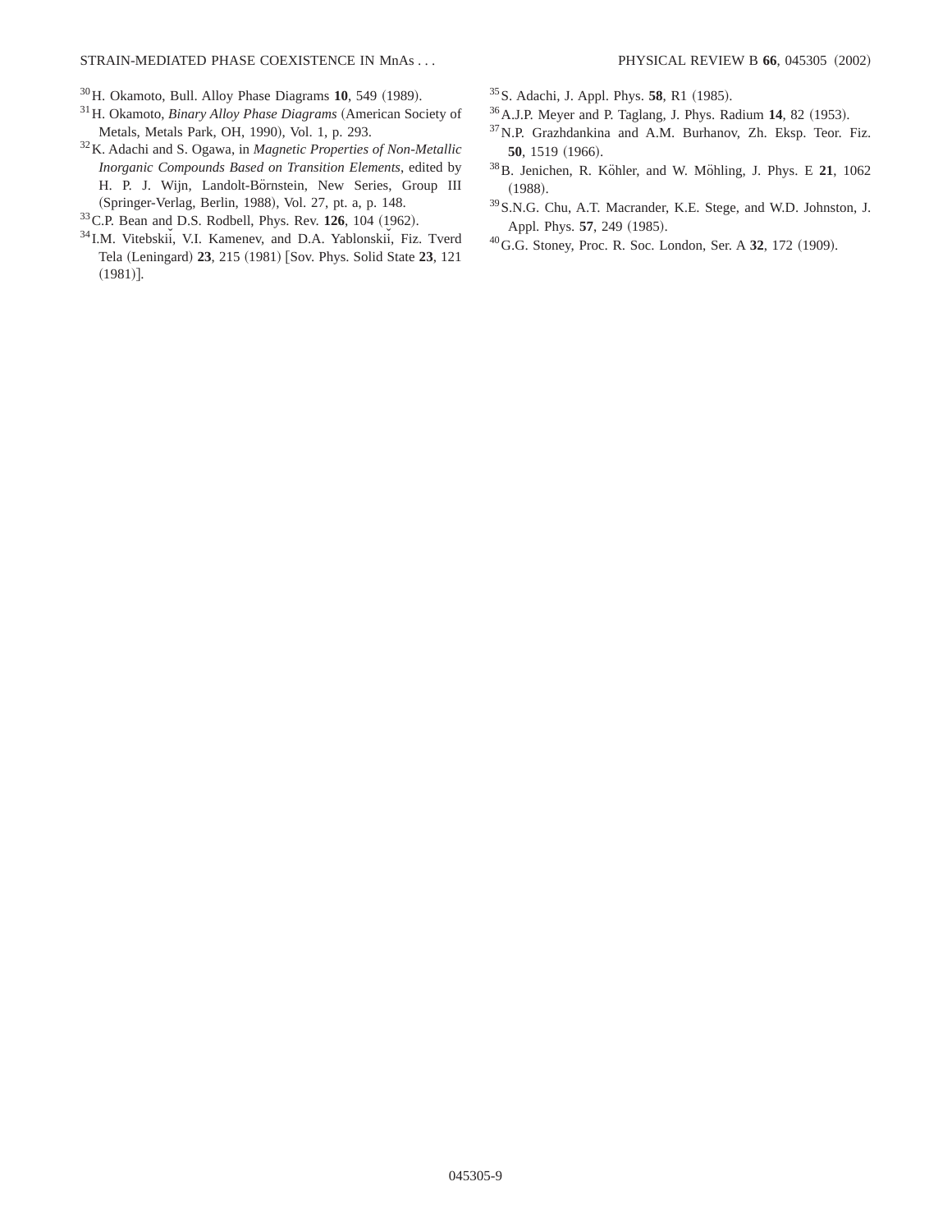[30] H. Okamoto, Bull. Alloy Phase Diagrams **10**, 549 (1989).

[31] H. Okamoto, *Binary Alloy Phase Diagrams* (American Society of Metals, Metals Park, OH, 1990), Vol. 1, p. 293.

[32] K. Adachi and S. Ogawa, in *Magnetic Properties of Non-Metallic Inorganic Compounds Based on Transition Elements*, edited by H. P. J. Wijn, Landolt-Börnstein, New Series, Group III (Springer-Verlag, Berlin, 1988), Vol. 27, pt. a, p. 148.

[33] C.P. Bean and D.S. Rodbell, Phys. Rev. **126**, 104 (1962).

[34] I.M. Vitebskiĭ, V.I. Kamenev, and D.A. Yablonskiĭ, Fiz. Tverd Tela (Leningard) **23**, 215 (1981) [Sov. Phys. Solid State **23**, 121 (1981)].

[35] S. Adachi, J. Appl. Phys. **58**, R1 (1985).

[36] A.J.P. Meyer and P. Taglang, J. Phys. Radium **14**, 82 (1953).

[37] N.P. Grazhdankina and A.M. Burhanov, Zh. Eksp. Teor. Fiz. **50**, 1519 (1966).

[38] B. Jenichen, R. Köhler, and W. Möhling, J. Phys. E **21**, 1062 (1988).

[39] S.N.G. Chu, A.T. Macrander, K.E. Stege, and W.D. Johnston, J. Appl. Phys. **57**, 249 (1985).

[40] G.G. Stoney, Proc. R. Soc. London, Ser. A **32**, 172 (1909).